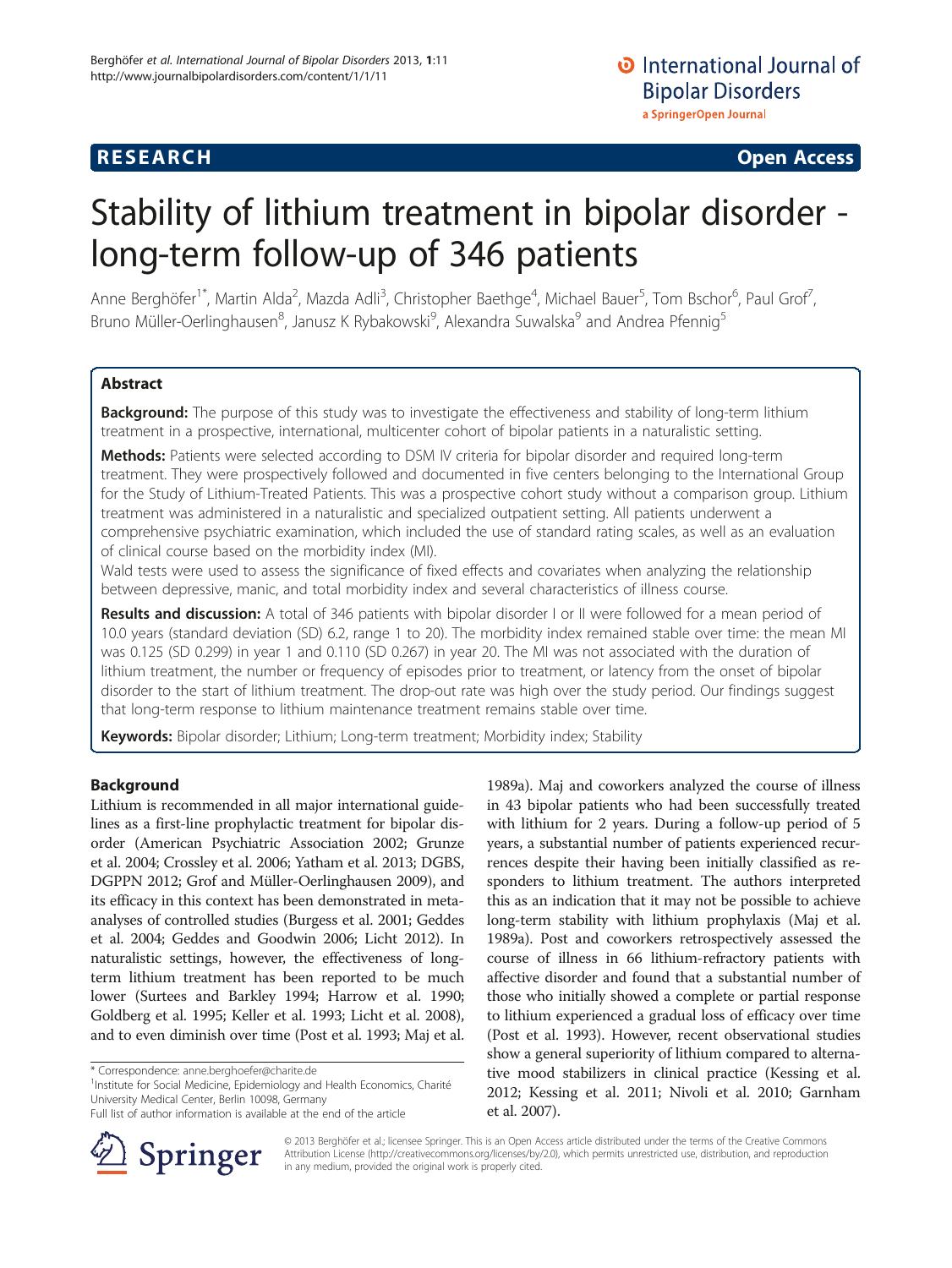RESEARCH Open Access

# Stability of lithium treatment in bipolar disorder - long-term follow-up of 346 patients

Anne Berghöfer[1*], Martin Alda[2], Mazda Adli[3], Christopher Baethge[4], Michael Bauer[5], Tom Bschor[6], Paul Grof[7], Bruno Müller-Oerlinghausen[8], Janusz K Rybakowski[9], Alexandra Suwalska[9] and Andrea Pfennig[5]

## Abstract

**Background:** The purpose of this study was to investigate the effectiveness and stability of long-term lithium treatment in a prospective, international, multicenter cohort of bipolar patients in a naturalistic setting.

**Methods:** Patients were selected according to DSM IV criteria for bipolar disorder and required long-term treatment. They were prospectively followed and documented in five centers belonging to the International Group for the Study of Lithium-Treated Patients. This was a prospective cohort study without a comparison group. Lithium treatment was administered in a naturalistic and specialized outpatient setting. All patients underwent a comprehensive psychiatric examination, which included the use of standard rating scales, as well as an evaluation of clinical course based on the morbidity index (MI).

Wald tests were used to assess the significance of fixed effects and covariates when analyzing the relationship between depressive, manic, and total morbidity index and several characteristics of illness course.

**Results and discussion:** A total of 346 patients with bipolar disorder I or II were followed for a mean period of 10.0 years (standard deviation (SD) 6.2, range 1 to 20). The morbidity index remained stable over time: the mean MI was 0.125 (SD 0.299) in year 1 and 0.110 (SD 0.267) in year 20. The MI was not associated with the duration of lithium treatment, the number or frequency of episodes prior to treatment, or latency from the onset of bipolar disorder to the start of lithium treatment. The drop-out rate was high over the study period. Our findings suggest that long-term response to lithium maintenance treatment remains stable over time.

**Keywords:** Bipolar disorder; Lithium; Long-term treatment; Morbidity index; Stability

## Background

Lithium is recommended in all major international guidelines as a first-line prophylactic treatment for bipolar disorder (American Psychiatric Association 2002; Grunze et al. 2004; Crossley et al. 2006; Yatham et al. 2013; DGBS, DGPPN 2012; Grof and Müller-Oerlinghausen 2009), and its efficacy in this context has been demonstrated in meta-analyses of controlled studies (Burgess et al. 2001; Geddes et al. 2004; Geddes and Goodwin 2006; Licht 2012). In naturalistic settings, however, the effectiveness of long-term lithium treatment has been reported to be much lower (Surtees and Barkley 1994; Harrow et al. 1990; Goldberg et al. 1995; Keller et al. 1993; Licht et al. 2008), and to even diminish over time (Post et al. 1993; Maj et al. 1989a). Maj and coworkers analyzed the course of illness in 43 bipolar patients who had been successfully treated with lithium for 2 years. During a follow-up period of 5 years, a substantial number of patients experienced recurrences despite their having been initially classified as responders to lithium treatment. The authors interpreted this as an indication that it may not be possible to achieve long-term stability with lithium prophylaxis (Maj et al. 1989a). Post and coworkers retrospectively assessed the course of illness in 66 lithium-refractory patients with affective disorder and found that a substantial number of those who initially showed a complete or partial response to lithium experienced a gradual loss of efficacy over time (Post et al. 1993). However, recent observational studies show a general superiority of lithium compared to alternative mood stabilizers in clinical practice (Kessing et al. 2012; Kessing et al. 2011; Nivoli et al. 2010; Garnham et al. 2007).

* Correspondence: anne.berghoefer@charite.de
[1]Institute for Social Medicine, Epidemiology and Health Economics, Charité University Medical Center, Berlin 10098, Germany
Full list of author information is available at the end of the article

© 2013 Berghöfer et al.; licensee Springer. This is an Open Access article distributed under the terms of the Creative Commons Attribution License (http://creativecommons.org/licenses/by/2.0), which permits unrestricted use, distribution, and reproduction in any medium, provided the original work is properly cited.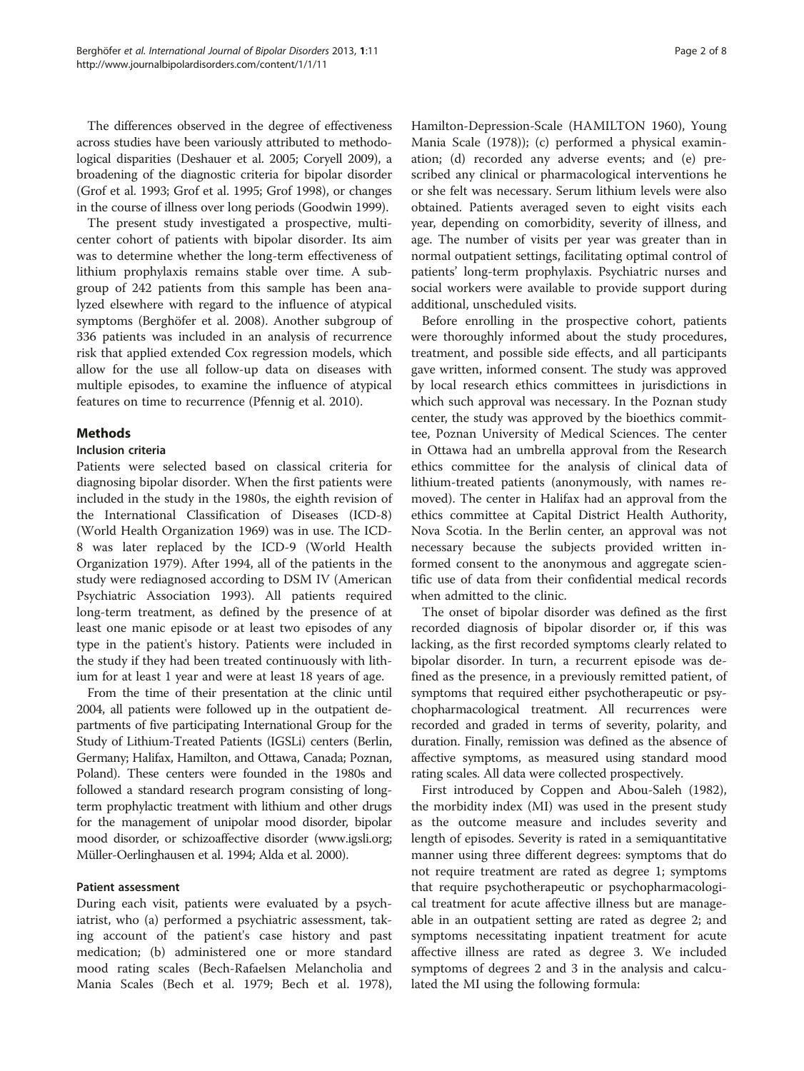The differences observed in the degree of effectiveness across studies have been variously attributed to methodological disparities (Deshauer et al. 2005; Coryell 2009), a broadening of the diagnostic criteria for bipolar disorder (Grof et al. 1993; Grof et al. 1995; Grof 1998), or changes in the course of illness over long periods (Goodwin 1999).

The present study investigated a prospective, multicenter cohort of patients with bipolar disorder. Its aim was to determine whether the long-term effectiveness of lithium prophylaxis remains stable over time. A subgroup of 242 patients from this sample has been analyzed elsewhere with regard to the influence of atypical symptoms (Berghöfer et al. 2008). Another subgroup of 336 patients was included in an analysis of recurrence risk that applied extended Cox regression models, which allow for the use all follow-up data on diseases with multiple episodes, to examine the influence of atypical features on time to recurrence (Pfennig et al. 2010).

## Methods

### Inclusion criteria

Patients were selected based on classical criteria for diagnosing bipolar disorder. When the first patients were included in the study in the 1980s, the eighth revision of the International Classification of Diseases (ICD-8) (World Health Organization 1969) was in use. The ICD-8 was later replaced by the ICD-9 (World Health Organization 1979). After 1994, all of the patients in the study were rediagnosed according to DSM IV (American Psychiatric Association 1993). All patients required long-term treatment, as defined by the presence of at least one manic episode or at least two episodes of any type in the patient's history. Patients were included in the study if they had been treated continuously with lithium for at least 1 year and were at least 18 years of age.

From the time of their presentation at the clinic until 2004, all patients were followed up in the outpatient departments of five participating International Group for the Study of Lithium-Treated Patients (IGSLi) centers (Berlin, Germany; Halifax, Hamilton, and Ottawa, Canada; Poznan, Poland). These centers were founded in the 1980s and followed a standard research program consisting of long-term prophylactic treatment with lithium and other drugs for the management of unipolar mood disorder, bipolar mood disorder, or schizoaffective disorder (www.igsli.org; Müller-Oerlinghausen et al. 1994; Alda et al. 2000).

### Patient assessment

During each visit, patients were evaluated by a psychiatrist, who (a) performed a psychiatric assessment, taking account of the patient's case history and past medication; (b) administered one or more standard mood rating scales (Bech-Rafaelsen Melancholia and Mania Scales (Bech et al. 1979; Bech et al. 1978), Hamilton-Depression-Scale (HAMILTON 1960), Young Mania Scale (1978)); (c) performed a physical examination; (d) recorded any adverse events; and (e) prescribed any clinical or pharmacological interventions he or she felt was necessary. Serum lithium levels were also obtained. Patients averaged seven to eight visits each year, depending on comorbidity, severity of illness, and age. The number of visits per year was greater than in normal outpatient settings, facilitating optimal control of patients' long-term prophylaxis. Psychiatric nurses and social workers were available to provide support during additional, unscheduled visits.

Before enrolling in the prospective cohort, patients were thoroughly informed about the study procedures, treatment, and possible side effects, and all participants gave written, informed consent. The study was approved by local research ethics committees in jurisdictions in which such approval was necessary. In the Poznan study center, the study was approved by the bioethics committee, Poznan University of Medical Sciences. The center in Ottawa had an umbrella approval from the Research ethics committee for the analysis of clinical data of lithium-treated patients (anonymously, with names removed). The center in Halifax had an approval from the ethics committee at Capital District Health Authority, Nova Scotia. In the Berlin center, an approval was not necessary because the subjects provided written informed consent to the anonymous and aggregate scientific use of data from their confidential medical records when admitted to the clinic.

The onset of bipolar disorder was defined as the first recorded diagnosis of bipolar disorder or, if this was lacking, as the first recorded symptoms clearly related to bipolar disorder. In turn, a recurrent episode was defined as the presence, in a previously remitted patient, of symptoms that required either psychotherapeutic or psychopharmacological treatment. All recurrences were recorded and graded in terms of severity, polarity, and duration. Finally, remission was defined as the absence of affective symptoms, as measured using standard mood rating scales. All data were collected prospectively.

First introduced by Coppen and Abou-Saleh (1982), the morbidity index (MI) was used in the present study as the outcome measure and includes severity and length of episodes. Severity is rated in a semiquantitative manner using three different degrees: symptoms that do not require treatment are rated as degree 1; symptoms that require psychotherapeutic or psychopharmacological treatment for acute affective illness but are manageable in an outpatient setting are rated as degree 2; and symptoms necessitating inpatient treatment for acute affective illness are rated as degree 3. We included symptoms of degrees 2 and 3 in the analysis and calculated the MI using the following formula: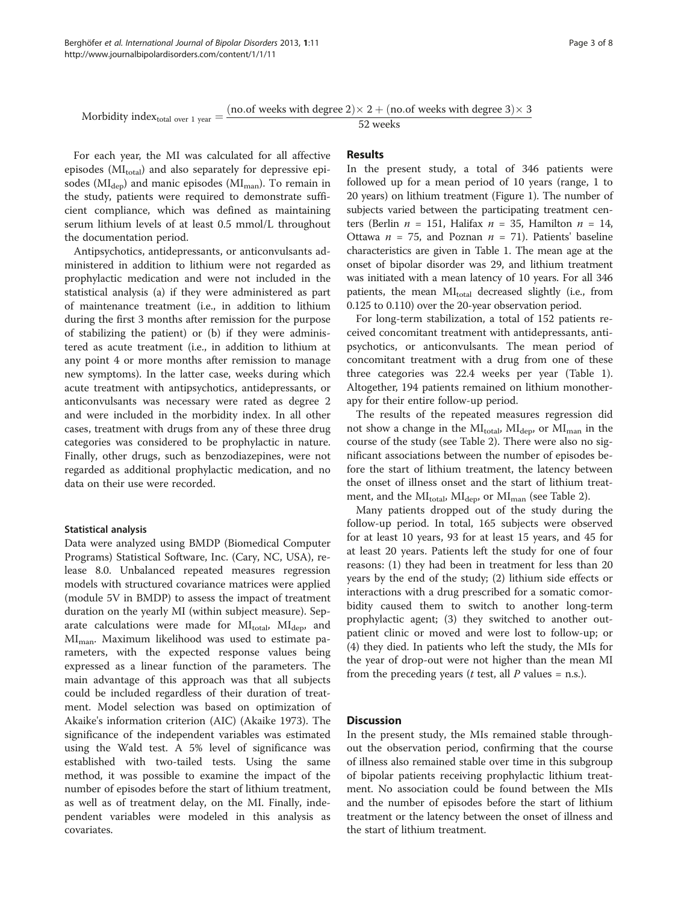$$\text{Morbidity index}_{\text{total over 1 year}} = \frac{(\text{no.of weeks with degree 2}) \times 2 + (\text{no.of weeks with degree 3}) \times 3}{52 \text{ weeks}}$$

For each year, the MI was calculated for all affective episodes ($MI_{total}$) and also separately for depressive episodes ($MI_{dep}$) and manic episodes ($MI_{man}$). To remain in the study, patients were required to demonstrate sufficient compliance, which was defined as maintaining serum lithium levels of at least 0.5 mmol/L throughout the documentation period.

Antipsychotics, antidepressants, or anticonvulsants administered in addition to lithium were not regarded as prophylactic medication and were not included in the statistical analysis (a) if they were administered as part of maintenance treatment (i.e., in addition to lithium during the first 3 months after remission for the purpose of stabilizing the patient) or (b) if they were administered as acute treatment (i.e., in addition to lithium at any point 4 or more months after remission to manage new symptoms). In the latter case, weeks during which acute treatment with antipsychotics, antidepressants, or anticonvulsants was necessary were rated as degree 2 and were included in the morbidity index. In all other cases, treatment with drugs from any of these three drug categories was considered to be prophylactic in nature. Finally, other drugs, such as benzodiazepines, were not regarded as additional prophylactic medication, and no data on their use were recorded.

#### Statistical analysis

Data were analyzed using BMDP (Biomedical Computer Programs) Statistical Software, Inc. (Cary, NC, USA), release 8.0. Unbalanced repeated measures regression models with structured covariance matrices were applied (module 5V in BMDP) to assess the impact of treatment duration on the yearly MI (within subject measure). Separate calculations were made for $MI_{total}$, $MI_{dep}$, and $MI_{man}$. Maximum likelihood was used to estimate parameters, with the expected response values being expressed as a linear function of the parameters. The main advantage of this approach was that all subjects could be included regardless of their duration of treatment. Model selection was based on optimization of Akaike's information criterion (AIC) (Akaike 1973). The significance of the independent variables was estimated using the Wald test. A 5% level of significance was established with two-tailed tests. Using the same method, it was possible to examine the impact of the number of episodes before the start of lithium treatment, as well as of treatment delay, on the MI. Finally, independent variables were modeled in this analysis as covariates.

## Results

In the present study, a total of 346 patients were followed up for a mean period of 10 years (range, 1 to 20 years) on lithium treatment (Figure 1). The number of subjects varied between the participating treatment centers (Berlin $n$ = 151, Halifax $n$ = 35, Hamilton $n$ = 14, Ottawa $n$ = 75, and Poznan $n$ = 71). Patients' baseline characteristics are given in Table 1. The mean age at the onset of bipolar disorder was 29, and lithium treatment was initiated with a mean latency of 10 years. For all 346 patients, the mean $MI_{total}$ decreased slightly (i.e., from 0.125 to 0.110) over the 20-year observation period.

For long-term stabilization, a total of 152 patients received concomitant treatment with antidepressants, antipsychotics, or anticonvulsants. The mean period of concomitant treatment with a drug from one of these three categories was 22.4 weeks per year (Table 1). Altogether, 194 patients remained on lithium monotherapy for their entire follow-up period.

The results of the repeated measures regression did not show a change in the $MI_{total}$, $MI_{dep}$, or $MI_{man}$ in the course of the study (see Table 2). There were also no significant associations between the number of episodes before the start of lithium treatment, the latency between the onset of illness onset and the start of lithium treatment, and the $MI_{total}$, $MI_{dep}$, or $MI_{man}$ (see Table 2).

Many patients dropped out of the study during the follow-up period. In total, 165 subjects were observed for at least 10 years, 93 for at least 15 years, and 45 for at least 20 years. Patients left the study for one of four reasons: (1) they had been in treatment for less than 20 years by the end of the study; (2) lithium side effects or interactions with a drug prescribed for a somatic comorbidity caused them to switch to another long-term prophylactic agent; (3) they switched to another outpatient clinic or moved and were lost to follow-up; or (4) they died. In patients who left the study, the MIs for the year of drop-out were not higher than the mean MI from the preceding years ($t$ test, all $P$ values = n.s.).

## Discussion

In the present study, the MIs remained stable throughout the observation period, confirming that the course of illness also remained stable over time in this subgroup of bipolar patients receiving prophylactic lithium treatment. No association could be found between the MIs and the number of episodes before the start of lithium treatment or the latency between the onset of illness and the start of lithium treatment.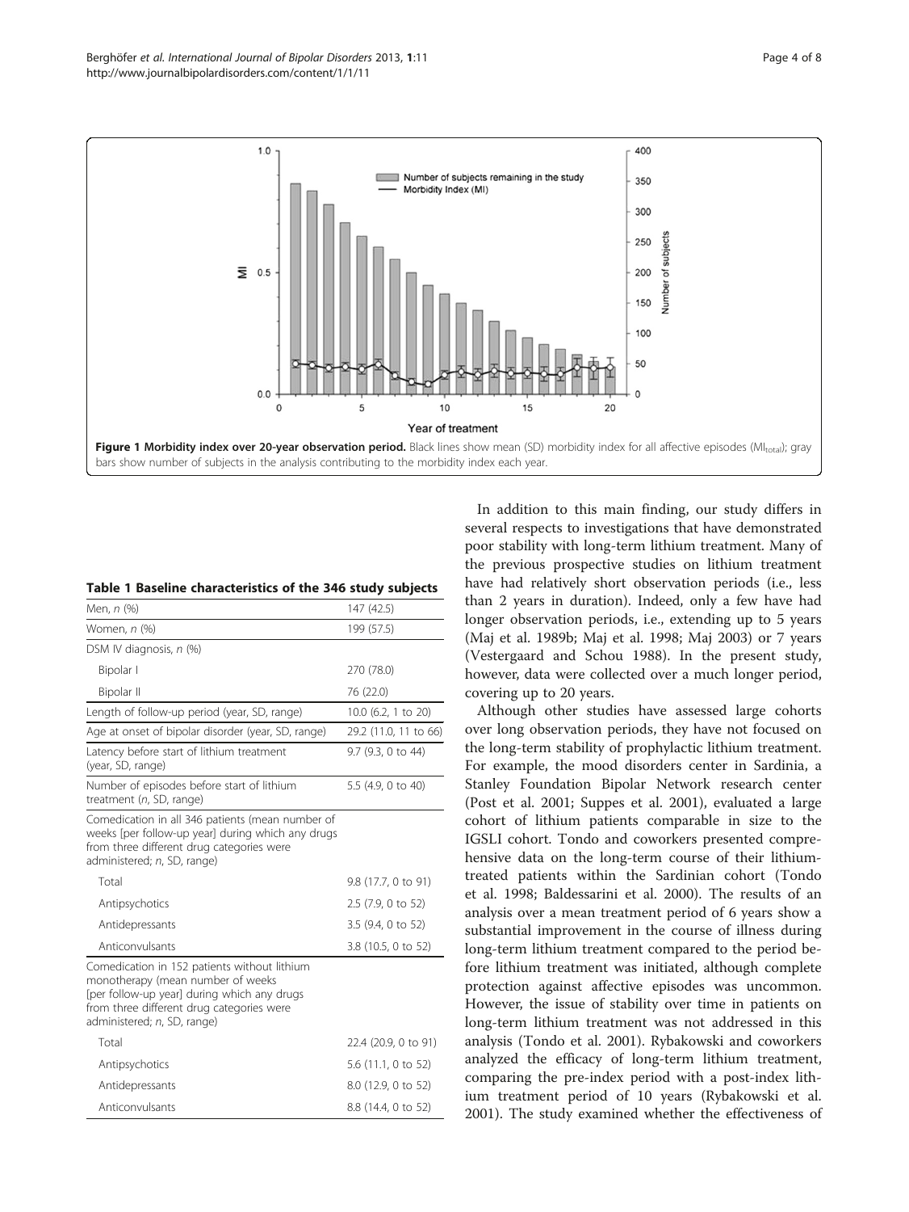**Figure 1 Morbidity index over 20-year observation period.** Black lines show mean (SD) morbidity index for all affective episodes ($MI_{total}$); gray bars show number of subjects in the analysis contributing to the morbidity index each year.

**Table 1 Baseline characteristics of the 346 study subjects**

| | |
|---|---|
| Men, *n* (%) | 147 (42.5) |
| Women, *n* (%) | 199 (57.5) |
| DSM IV diagnosis, *n* (%) | |
| Bipolar I | 270 (78.0) |
| Bipolar II | 76 (22.0) |
| Length of follow-up period (year, SD, range) | 10.0 (6.2, 1 to 20) |
| Age at onset of bipolar disorder (year, SD, range) | 29.2 (11.0, 11 to 66) |
| Latency before start of lithium treatment (year, SD, range) | 9.7 (9.3, 0 to 44) |
| Number of episodes before start of lithium treatment (*n*, SD, range) | 5.5 (4.9, 0 to 40) |
| Comedication in all 346 patients (mean number of weeks [per follow-up year] during which any drugs from three different drug categories were administered; *n*, SD, range) | |
| Total | 9.8 (17.7, 0 to 91) |
| Antipsychotics | 2.5 (7.9, 0 to 52) |
| Antidepressants | 3.5 (9.4, 0 to 52) |
| Anticonvulsants | 3.8 (10.5, 0 to 52) |
| Comedication in 152 patients without lithium monotherapy (mean number of weeks [per follow-up year] during which any drugs from three different drug categories were administered; *n*, SD, range) | |
| Total | 22.4 (20.9, 0 to 91) |
| Antipsychotics | 5.6 (11.1, 0 to 52) |
| Antidepressants | 8.0 (12.9, 0 to 52) |
| Anticonvulsants | 8.8 (14.4, 0 to 52) |

In addition to this main finding, our study differs in several respects to investigations that have demonstrated poor stability with long-term lithium treatment. Many of the previous prospective studies on lithium treatment have had relatively short observation periods (i.e., less than 2 years in duration). Indeed, only a few have had longer observation periods, i.e., extending up to 5 years (Maj et al. 1989b; Maj et al. 1998; Maj 2003) or 7 years (Vestergaard and Schou 1988). In the present study, however, data were collected over a much longer period, covering up to 20 years.

Although other studies have assessed large cohorts over long observation periods, they have not focused on the long-term stability of prophylactic lithium treatment. For example, the mood disorders center in Sardinia, a Stanley Foundation Bipolar Network research center (Post et al. 2001; Suppes et al. 2001), evaluated a large cohort of lithium patients comparable in size to the IGSLI cohort. Tondo and coworkers presented comprehensive data on the long-term course of their lithium-treated patients within the Sardinian cohort (Tondo et al. 1998; Baldessarini et al. 2000). The results of an analysis over a mean treatment period of 6 years show a substantial improvement in the course of illness during long-term lithium treatment compared to the period before lithium treatment was initiated, although complete protection against affective episodes was uncommon. However, the issue of stability over time in patients on long-term lithium treatment was not addressed in this analysis (Tondo et al. 2001). Rybakowski and coworkers analyzed the efficacy of long-term lithium treatment, comparing the pre-index period with a post-index lithium treatment period of 10 years (Rybakowski et al. 2001). The study examined whether the effectiveness of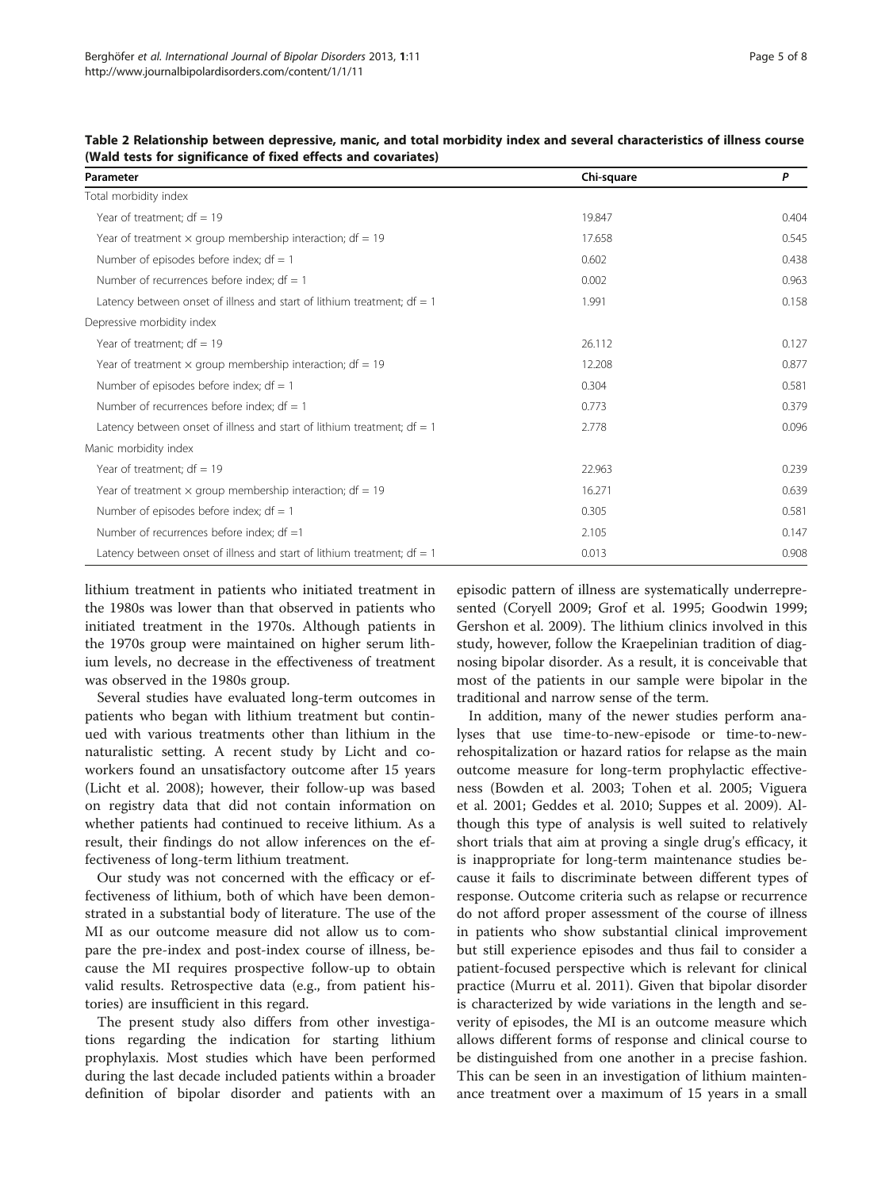**Table 2 Relationship between depressive, manic, and total morbidity index and several characteristics of illness course (Wald tests for significance of fixed effects and covariates)**

| Parameter | Chi-square | P |
|---|---|---|
| Total morbidity index | | |
| Year of treatment; df = 19 | 19.847 | 0.404 |
| Year of treatment × group membership interaction; df = 19 | 17.658 | 0.545 |
| Number of episodes before index; df = 1 | 0.602 | 0.438 |
| Number of recurrences before index; df = 1 | 0.002 | 0.963 |
| Latency between onset of illness and start of lithium treatment; df = 1 | 1.991 | 0.158 |
| Depressive morbidity index | | |
| Year of treatment; df = 19 | 26.112 | 0.127 |
| Year of treatment × group membership interaction; df = 19 | 12.208 | 0.877 |
| Number of episodes before index; df = 1 | 0.304 | 0.581 |
| Number of recurrences before index; df = 1 | 0.773 | 0.379 |
| Latency between onset of illness and start of lithium treatment; df = 1 | 2.778 | 0.096 |
| Manic morbidity index | | |
| Year of treatment; df = 19 | 22.963 | 0.239 |
| Year of treatment × group membership interaction; df = 19 | 16.271 | 0.639 |
| Number of episodes before index; df = 1 | 0.305 | 0.581 |
| Number of recurrences before index; df =1 | 2.105 | 0.147 |
| Latency between onset of illness and start of lithium treatment; df = 1 | 0.013 | 0.908 |

lithium treatment in patients who initiated treatment in the 1980s was lower than that observed in patients who initiated treatment in the 1970s. Although patients in the 1970s group were maintained on higher serum lithium levels, no decrease in the effectiveness of treatment was observed in the 1980s group.

Several studies have evaluated long-term outcomes in patients who began with lithium treatment but continued with various treatments other than lithium in the naturalistic setting. A recent study by Licht and coworkers found an unsatisfactory outcome after 15 years (Licht et al. 2008); however, their follow-up was based on registry data that did not contain information on whether patients had continued to receive lithium. As a result, their findings do not allow inferences on the effectiveness of long-term lithium treatment.

Our study was not concerned with the efficacy or effectiveness of lithium, both of which have been demonstrated in a substantial body of literature. The use of the MI as our outcome measure did not allow us to compare the pre-index and post-index course of illness, because the MI requires prospective follow-up to obtain valid results. Retrospective data (e.g., from patient histories) are insufficient in this regard.

The present study also differs from other investigations regarding the indication for starting lithium prophylaxis. Most studies which have been performed during the last decade included patients within a broader definition of bipolar disorder and patients with an episodic pattern of illness are systematically underrepresented (Coryell 2009; Grof et al. 1995; Goodwin 1999; Gershon et al. 2009). The lithium clinics involved in this study, however, follow the Kraepelinian tradition of diagnosing bipolar disorder. As a result, it is conceivable that most of the patients in our sample were bipolar in the traditional and narrow sense of the term.

In addition, many of the newer studies perform analyses that use time-to-new-episode or time-to-new-rehospitalization or hazard ratios for relapse as the main outcome measure for long-term prophylactic effectiveness (Bowden et al. 2003; Tohen et al. 2005; Viguera et al. 2001; Geddes et al. 2010; Suppes et al. 2009). Although this type of analysis is well suited to relatively short trials that aim at proving a single drug's efficacy, it is inappropriate for long-term maintenance studies because it fails to discriminate between different types of response. Outcome criteria such as relapse or recurrence do not afford proper assessment of the course of illness in patients who show substantial clinical improvement but still experience episodes and thus fail to consider a patient-focused perspective which is relevant for clinical practice (Murru et al. 2011). Given that bipolar disorder is characterized by wide variations in the length and severity of episodes, the MI is an outcome measure which allows different forms of response and clinical course to be distinguished from one another in a precise fashion. This can be seen in an investigation of lithium maintenance treatment over a maximum of 15 years in a small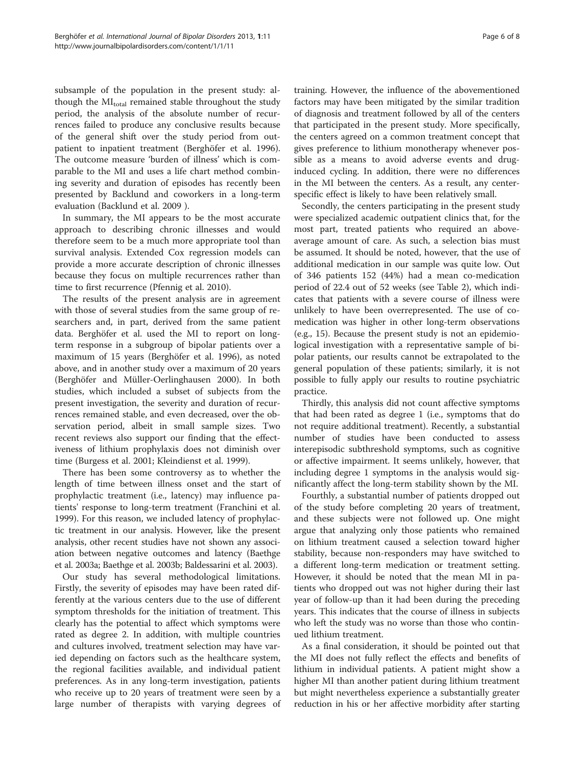subsample of the population in the present study: although the $MI_{total}$ remained stable throughout the study period, the analysis of the absolute number of recurrences failed to produce any conclusive results because of the general shift over the study period from outpatient to inpatient treatment (Berghöfer et al. 1996). The outcome measure 'burden of illness' which is comparable to the MI and uses a life chart method combining severity and duration of episodes has recently been presented by Backlund and coworkers in a long-term evaluation (Backlund et al. 2009 ).

In summary, the MI appears to be the most accurate approach to describing chronic illnesses and would therefore seem to be a much more appropriate tool than survival analysis. Extended Cox regression models can provide a more accurate description of chronic illnesses because they focus on multiple recurrences rather than time to first recurrence (Pfennig et al. 2010).

The results of the present analysis are in agreement with those of several studies from the same group of researchers and, in part, derived from the same patient data. Berghöfer et al. used the MI to report on long-term response in a subgroup of bipolar patients over a maximum of 15 years (Berghöfer et al. 1996), as noted above, and in another study over a maximum of 20 years (Berghöfer and Müller-Oerlinghausen 2000). In both studies, which included a subset of subjects from the present investigation, the severity and duration of recurrences remained stable, and even decreased, over the observation period, albeit in small sample sizes. Two recent reviews also support our finding that the effectiveness of lithium prophylaxis does not diminish over time (Burgess et al. 2001; Kleindienst et al. 1999).

There has been some controversy as to whether the length of time between illness onset and the start of prophylactic treatment (i.e., latency) may influence patients' response to long-term treatment (Franchini et al. 1999). For this reason, we included latency of prophylactic treatment in our analysis. However, like the present analysis, other recent studies have not shown any association between negative outcomes and latency (Baethge et al. 2003a; Baethge et al. 2003b; Baldessarini et al. 2003).

Our study has several methodological limitations. Firstly, the severity of episodes may have been rated differently at the various centers due to the use of different symptom thresholds for the initiation of treatment. This clearly has the potential to affect which symptoms were rated as degree 2. In addition, with multiple countries and cultures involved, treatment selection may have varied depending on factors such as the healthcare system, the regional facilities available, and individual patient preferences. As in any long-term investigation, patients who receive up to 20 years of treatment were seen by a large number of therapists with varying degrees of training. However, the influence of the abovementioned factors may have been mitigated by the similar tradition of diagnosis and treatment followed by all of the centers that participated in the present study. More specifically, the centers agreed on a common treatment concept that gives preference to lithium monotherapy whenever possible as a means to avoid adverse events and drug-induced cycling. In addition, there were no differences in the MI between the centers. As a result, any center-specific effect is likely to have been relatively small.

Secondly, the centers participating in the present study were specialized academic outpatient clinics that, for the most part, treated patients who required an above-average amount of care. As such, a selection bias must be assumed. It should be noted, however, that the use of additional medication in our sample was quite low. Out of 346 patients 152 (44%) had a mean co-medication period of 22.4 out of 52 weeks (see Table 2), which indicates that patients with a severe course of illness were unlikely to have been overrepresented. The use of co-medication was higher in other long-term observations (e.g., 15). Because the present study is not an epidemiological investigation with a representative sample of bipolar patients, our results cannot be extrapolated to the general population of these patients; similarly, it is not possible to fully apply our results to routine psychiatric practice.

Thirdly, this analysis did not count affective symptoms that had been rated as degree 1 (i.e., symptoms that do not require additional treatment). Recently, a substantial number of studies have been conducted to assess interepisodic subthreshold symptoms, such as cognitive or affective impairment. It seems unlikely, however, that including degree 1 symptoms in the analysis would significantly affect the long-term stability shown by the MI.

Fourthly, a substantial number of patients dropped out of the study before completing 20 years of treatment, and these subjects were not followed up. One might argue that analyzing only those patients who remained on lithium treatment caused a selection toward higher stability, because non-responders may have switched to a different long-term medication or treatment setting. However, it should be noted that the mean MI in patients who dropped out was not higher during their last year of follow-up than it had been during the preceding years. This indicates that the course of illness in subjects who left the study was no worse than those who continued lithium treatment.

As a final consideration, it should be pointed out that the MI does not fully reflect the effects and benefits of lithium in individual patients. A patient might show a higher MI than another patient during lithium treatment but might nevertheless experience a substantially greater reduction in his or her affective morbidity after starting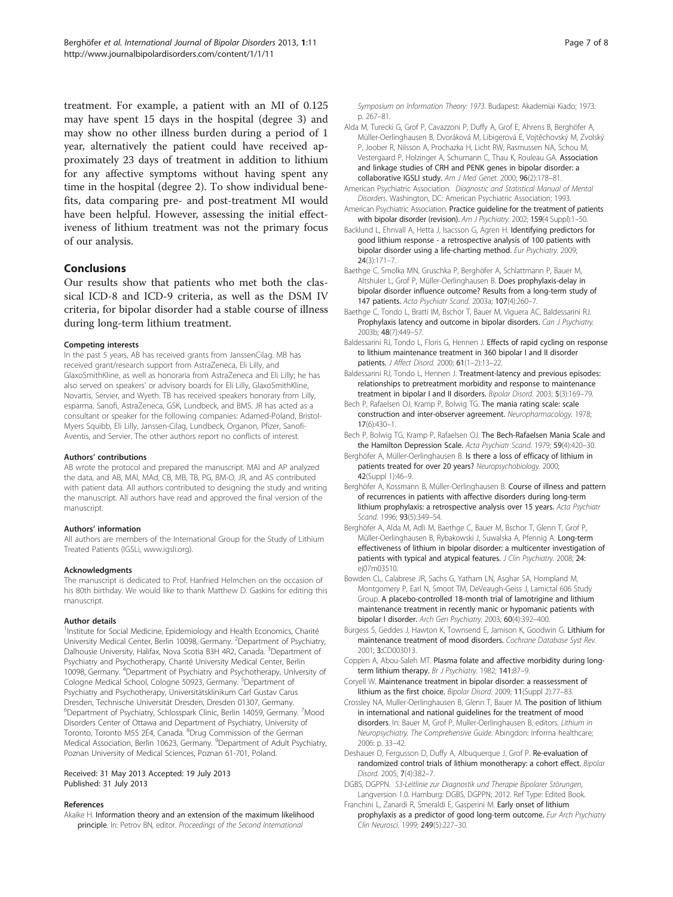treatment. For example, a patient with an MI of 0.125 may have spent 15 days in the hospital (degree 3) and may show no other illness burden during a period of 1 year, alternatively the patient could have received approximately 23 days of treatment in addition to lithium for any affective symptoms without having spent any time in the hospital (degree 2). To show individual benefits, data comparing pre- and post-treatment MI would have been helpful. However, assessing the initial effectiveness of lithium treatment was not the primary focus of our analysis.

## Conclusions

Our results show that patients who met both the classical ICD-8 and ICD-9 criteria, as well as the DSM IV criteria, for bipolar disorder had a stable course of illness during long-term lithium treatment.

#### Competing interests

In the past 5 years, AB has received grants from JanssenCilag. MB has received grant/research support from AstraZeneca, Eli Lilly, and GlaxoSmithKline, as well as honoraria from AstraZeneca and Eli Lilly; he has also served on speakers' or advisory boards for Eli Lilly, GlaxoSmithKline, Novartis, Servier, and Wyeth. TB has received speakers honorary from Lilly, esparma, Sanofi, AstraZeneca, GSK, Lundbeck, and BMS. JR has acted as a consultant or speaker for the following companies: Adamed-Poland, Bristol-Myers Squibb, Eli Lilly, Janssen-Cilag, Lundbeck, Organon, Pfizer, Sanofi-Aventis, and Servier. The other authors report no conflicts of interest.

#### Authors' contributions

AB wrote the protocol and prepared the manuscript. MAl and AP analyzed the data, and AB, MAl, MAd, CB, MB, TB, PG, BM-O, JR, and AS contributed with patient data. All authors contributed to designing the study and writing the manuscript. All authors have read and approved the final version of the manuscript.

#### Authors' information

All authors are members of the International Group for the Study of Lithium Treated Patients (IGSLi, www.igsli.org).

#### Acknowledgments

The manuscript is dedicated to Prof. Hanfried Helmchen on the occasion of his 80th birthday. We would like to thank Matthew D. Gaskins for editing this manuscript.

#### Author details

[1]Institute for Social Medicine, Epidemiology and Health Economics, Charité University Medical Center, Berlin 10098, Germany. [2]Department of Psychiatry, Dalhousie University, Halifax, Nova Scotia B3H 4R2, Canada. [3]Department of Psychiatry and Psychotherapy, Charité University Medical Center, Berlin 10098, Germany. [4]Department of Psychiatry and Psychotherapy, University of Cologne Medical School, Cologne 50923, Germany. [5]Department of Psychiatry and Psychotherapy, Universitätsklinikum Carl Gustav Carus Dresden, Technische Universität Dresden, Dresden 01307, Germany. [6]Department of Psychiatry, Schlosspark Clinic, Berlin 14059, Germany. [7]Mood Disorders Center of Ottawa and Department of Psychiatry, University of Toronto, Toronto M5S 2E4, Canada. [8]Drug Commission of the German Medical Association, Berlin 10623, Germany. [9]Department of Adult Psychiatry, Poznan University of Medical Sciences, Poznan 61-701, Poland.

Received: 31 May 2013 Accepted: 19 July 2013
Published: 31 July 2013

#### References

Akaike H. **Information theory and an extension of the maximum likelihood principle**. In: Petrov BN, editor. *Proceedings of the Second International Symposium on Information Theory: 1973*. Budapest: Akademiai Kiado; 1973: p. 267–81.

Alda M, Turecki G, Grof P, Cavazzoni P, Duffy A, Grof E, Ahrens B, Berghöfer A, Müller-Oerlinghausen B, Dvoráková M, Libigerová E, Vojtěchovský M, Zvolský P, Joober R, Nilsson A, Prochazka H, Licht RW, Rasmussen NA, Schou M, Vestergaard P, Holzinger A, Schumann C, Thau K, Rouleau GA. **Association and linkage studies of CRH and PENK genes in bipolar disorder: a collaborative IGSLI study.** *Am J Med Genet.* 2000; **96**(2):178–81.

American Psychiatric Association. *Diagnostic and Statistical Manual of Mental Disorders*. Washington, DC: American Psychiatric Association; 1993.

American Psychiatric Association. **Practice guideline for the treatment of patients with bipolar disorder (revision).** *Am J Psychiatry.* 2002; **159**(4 Suppl):1–50.

Backlund L, Ehnvall A, Hetta J, Isacsson G, Agren H. **Identifying predictors for good lithium response - a retrospective analysis of 100 patients with bipolar disorder using a life-charting method.** *Eur Psychiatry.* 2009; **24**(3):171–7.

Baethge C, Smolka MN, Gruschka P, Berghöfer A, Schlattmann P, Bauer M, Altshuler L, Grof P, Müller-Oerlinghausen B. **Does prophylaxis-delay in bipolar disorder influence outcome? Results from a long-term study of 147 patients.** *Acta Psychiatr Scand.* 2003a; **107**(4):260–7.

Baethge C, Tondo L, Bratti IM, Bschor T, Bauer M, Viguera AC, Baldessarini RJ. **Prophylaxis latency and outcome in bipolar disorders.** *Can J Psychiatry.* 2003b; **48**(7):449–57.

Baldessarini RJ, Tondo L, Floris G, Hennen J. **Effects of rapid cycling on response to lithium maintenance treatment in 360 bipolar I and II disorder patients.** *J Affect Disord.* 2000; **61**(1–2):13–22.

Baldessarini RJ, Tondo L, Hennen J. **Treatment-latency and previous episodes: relationships to pretreatment morbidity and response to maintenance treatment in bipolar I and II disorders.** *Bipolar Disord.* 2003; **5**(3):169–79.

Bech P, Rafaelsen OJ, Kramp P, Bolwig TG. **The mania rating scale: scale construction and inter-observer agreement.** *Neuropharmacology.* 1978; **17**(6):430–1.

Bech P, Bolwig TG, Kramp P, Rafaelsen OJ. **The Bech-Rafaelsen Mania Scale and the Hamilton Depression Scale.** *Acta Psychiatr Scand.* 1979; **59**(4):420–30.

Berghöfer A, Müller-Oerlinghausen B. **Is there a loss of efficacy of lithium in patients treated for over 20 years?** *Neuropsychobiology.* 2000; **42**(Suppl 1):46–9.

Berghöfer A, Kossmann B, Müller-Oerlinghausen B. **Course of illness and pattern of recurrences in patients with affective disorders during long-term lithium prophylaxis: a retrospective analysis over 15 years.** *Acta Psychiatr Scand.* 1996; **93**(5):349–54.

Berghöfer A, Alda M, Adli M, Baethge C, Bauer M, Bschor T, Glenn T, Grof P, Müller-Oerlinghausen B, Rybakowski J, Suwalska A, Pfennig A. **Long-term effectiveness of lithium in bipolar disorder: a multicenter investigation of patients with typical and atypical features.** *J Clin Psychiatry.* 2008; **24**: ej07m03510.

Bowden CL, Calabrese JR, Sachs G, Yatham LN, Asghar SA, Hompland M, Montgomery P, Earl N, Smoot TM, DeVeaugh-Geiss J, Lamictal 606 Study Group. **A placebo-controlled 18-month trial of lamotrigine and lithium maintenance treatment in recently manic or hypomanic patients with bipolar I disorder.** *Arch Gen Psychiatry.* 2003; **60**(4):392–400.

Burgess S, Geddes J, Hawton K, Townsend E, Jamison K, Goodwin G. **Lithium for maintenance treatment of mood disorders.** *Cochrane Database Syst Rev.* 2001; **3**:CD003013.

Coppen A, Abou-Saleh MT. **Plasma folate and affective morbidity during long-term lithium therapy.** *Br J Psychiatry.* 1982; **141**:87–9.

Coryell W. **Maintenance treatment in bipolar disorder: a reassessment of lithium as the first choice.** *Bipolar Disord.* 2009; **11**(Suppl 2):77–83.

Crossley NA, Muller-Oerlinghausen B, Glenn T, Bauer M. **The position of lithium in international and national guidelines for the treatment of mood disorders.** In: Bauer M, Grof P, Muller-Oerlinghausen B, editors. *Lithium in Neuropsychiatry. The Comprehensive Guide.* Abingdon: Informa healthcare; 2006: p. 33–42.

Deshauer D, Fergusson D, Duffy A, Albuquerque J, Grof P. **Re-evaluation of randomized control trials of lithium monotherapy: a cohort effect.** *Bipolar Disord.* 2005; **7**(4):382–7.

DGBS, DGPPN. *S3-Leitlinie zur Diagnostik und Therapie Bipolarer Störungen*, Langversion 1.0. Hamburg: DGBS, DGPPN; 2012. Ref Type: Edited Book.

Franchini L, Zanardi R, Smeraldi E, Gasperini M. **Early onset of lithium prophylaxis as a predictor of good long-term outcome.** *Eur Arch Psychiatry Clin Neurosci.* 1999; **249**(5):227–30.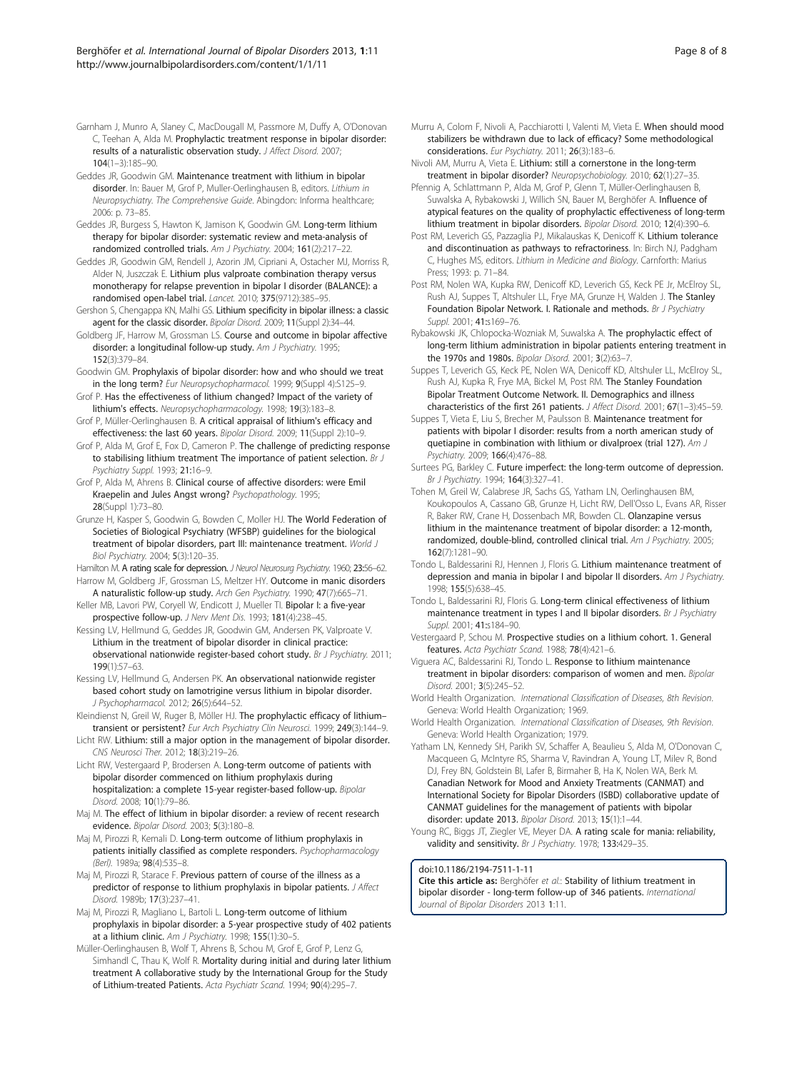Garnham J, Munro A, Slaney C, MacDougall M, Passmore M, Duffy A, O'Donovan C, Teehan A, Alda M. **Prophylactic treatment response in bipolar disorder: results of a naturalistic observation study.** *J Affect Disord.* 2007; 104(1–3):185–90.

Geddes JR, Goodwin GM. **Maintenance treatment with lithium in bipolar disorder.** In: Bauer M, Grof P, Muller-Oerlinghausen B, editors. *Lithium in Neuropsychiatry. The Comprehensive Guide*. Abingdon: Informa healthcare; 2006: p. 73–85.

Geddes JR, Burgess S, Hawton K, Jamison K, Goodwin GM. **Long-term lithium therapy for bipolar disorder: systematic review and meta-analysis of randomized controlled trials.** *Am J Psychiatry.* 2004; 161(2):217–22.

Geddes JR, Goodwin GM, Rendell J, Azorin JM, Cipriani A, Ostacher MJ, Morriss R, Alder N, Juszczak E. **Lithium plus valproate combination therapy versus monotherapy for relapse prevention in bipolar I disorder (BALANCE): a randomised open-label trial.** *Lancet.* 2010; 375(9712):385–95.

Gershon S, Chengappa KN, Malhi GS. **Lithium specificity in bipolar illness: a classic agent for the classic disorder.** *Bipolar Disord.* 2009; 11(Suppl 2):34–44.

Goldberg JF, Harrow M, Grossman LS. **Course and outcome in bipolar affective disorder: a longitudinal follow-up study.** *Am J Psychiatry.* 1995; 152(3):379–84.

Goodwin GM. **Prophylaxis of bipolar disorder: how and who should we treat in the long term?** *Eur Neuropsychopharmacol.* 1999; 9(Suppl 4):S125–9.

Grof P. **Has the effectiveness of lithium changed? Impact of the variety of lithium's effects.** *Neuropsychopharmacology.* 1998; 19(3):183–8.

Grof P, Müller-Oerlinghausen B. **A critical appraisal of lithium's efficacy and effectiveness: the last 60 years.** *Bipolar Disord.* 2009; 11(Suppl 2):10–9.

Grof P, Alda M, Grof E, Fox D, Cameron P. **The challenge of predicting response to stabilising lithium treatment The importance of patient selection.** *Br J Psychiatry Suppl.* 1993; 21:16–9.

Grof P, Alda M, Ahrens B. **Clinical course of affective disorders: were Emil Kraepelin and Jules Angst wrong?** *Psychopathology.* 1995; 28(Suppl 1):73–80.

Grunze H, Kasper S, Goodwin G, Bowden C, Moller HJ. **The World Federation of Societies of Biological Psychiatry (WFSBP) guidelines for the biological treatment of bipolar disorders, part III: maintenance treatment.** *World J Biol Psychiatry.* 2004; 5(3):120–35.

Hamilton M. **A rating scale for depression.** *J Neurol Neurosurg Psychiatry.* 1960; 23:56–62.

Harrow M, Goldberg JF, Grossman LS, Meltzer HY. **Outcome in manic disorders A naturalistic follow-up study.** *Arch Gen Psychiatry.* 1990; 47(7):665–71.

Keller MB, Lavori PW, Coryell W, Endicott J, Mueller TI. **Bipolar I: a five-year prospective follow-up.** *J Nerv Ment Dis.* 1993; 181(4):238–45.

Kessing LV, Hellmund G, Geddes JR, Goodwin GM, Andersen PK, Valproate V. **Lithium in the treatment of bipolar disorder in clinical practice: observational nationwide register-based cohort study.** *Br J Psychiatry.* 2011; 199(1):57–63.

Kessing LV, Hellmund G, Andersen PK. **An observational nationwide register based cohort study on lamotrigine versus lithium in bipolar disorder.** *J Psychopharmacol.* 2012; 26(5):644–52.

Kleindienst N, Greil W, Ruger B, Möller HJ. **The prophylactic efficacy of lithium–transient or persistent?** *Eur Arch Psychiatry Clin Neurosci.* 1999; 249(3):144–9.

Licht RW. **Lithium: still a major option in the management of bipolar disorder.** *CNS Neurosci Ther.* 2012; 18(3):219–26.

Licht RW, Vestergaard P, Brodersen A. **Long-term outcome of patients with bipolar disorder commenced on lithium prophylaxis during hospitalization: a complete 15-year register-based follow-up.** *Bipolar Disord.* 2008; 10(1):79–86.

Maj M. **The effect of lithium in bipolar disorder: a review of recent research evidence.** *Bipolar Disord.* 2003; 5(3):180–8.

Maj M, Pirozzi R, Kemali D. **Long-term outcome of lithium prophylaxis in patients initially classified as complete responders.** *Psychopharmacology (Berl).* 1989a; 98(4):535–8.

Maj M, Pirozzi R, Starace F. **Previous pattern of course of the illness as a predictor of response to lithium prophylaxis in bipolar patients.** *J Affect Disord.* 1989b; 17(3):237–41.

Maj M, Pirozzi R, Magliano L, Bartoli L. **Long-term outcome of lithium prophylaxis in bipolar disorder: a 5-year prospective study of 402 patients at a lithium clinic.** *Am J Psychiatry.* 1998; 155(1):30–5.

Müller-Oerlinghausen B, Wolf T, Ahrens B, Schou M, Grof E, Grof P, Lenz G, Simhandl C, Thau K, Wolf R. **Mortality during initial and during later lithium treatment A collaborative study by the International Group for the Study of Lithium-treated Patients.** *Acta Psychiatr Scand.* 1994; 90(4):295–7.

Murru A, Colom F, Nivoli A, Pacchiarotti I, Valenti M, Vieta E. **When should mood stabilizers be withdrawn due to lack of efficacy? Some methodological considerations.** *Eur Psychiatry.* 2011; 26(3):183–6.

Nivoli AM, Murru A, Vieta E. **Lithium: still a cornerstone in the long-term treatment in bipolar disorder?** *Neuropsychobiology.* 2010; 62(1):27–35.

Pfennig A, Schlattmann P, Alda M, Grof P, Glenn T, Müller-Oerlinghausen B, Suwalska A, Rybakowski J, Willich SN, Bauer M, Berghöfer A. **Influence of atypical features on the quality of prophylactic effectiveness of long-term lithium treatment in bipolar disorders.** *Bipolar Disord.* 2010; 12(4):390–6.

Post RM, Leverich GS, Pazzaglia PJ, Mikalauskas K, Denicoff K. **Lithium tolerance and discontinuation as pathways to refractoriness.** In: Birch NJ, Padgham C, Hughes MS, editors. *Lithium in Medicine and Biology*. Carnforth: Marius Press; 1993: p. 71–84.

Post RM, Nolen WA, Kupka RW, Denicoff KD, Leverich GS, Keck PE Jr, McElroy SL, Rush AJ, Suppes T, Altshuler LL, Frye MA, Grunze H, Walden J. **The Stanley Foundation Bipolar Network. I. Rationale and methods.** *Br J Psychiatry Suppl.* 2001; 41:s169–76.

Rybakowski JK, Chlopocka-Wozniak M, Suwalska A. **The prophylactic effect of long-term lithium administration in bipolar patients entering treatment in the 1970s and 1980s.** *Bipolar Disord.* 2001; 3(2):63–7.

Suppes T, Leverich GS, Keck PE, Nolen WA, Denicoff KD, Altshuler LL, McElroy SL, Rush AJ, Kupka R, Frye MA, Bickel M, Post RM. **The Stanley Foundation Bipolar Treatment Outcome Network. II. Demographics and illness characteristics of the first 261 patients.** *J Affect Disord.* 2001; 67(1–3):45–59.

Suppes T, Vieta E, Liu S, Brecher M, Paulsson B. **Maintenance treatment for patients with bipolar I disorder: results from a north american study of quetiapine in combination with lithium or divalproex (trial 127).** *Am J Psychiatry.* 2009; 166(4):476–88.

Surtees PG, Barkley C. **Future imperfect: the long-term outcome of depression.** *Br J Psychiatry.* 1994; 164(3):327–41.

Tohen M, Greil W, Calabrese JR, Sachs GS, Yatham LN, Oerlinghausen BM, Koukopoulos A, Cassano GB, Grunze H, Licht RW, Dell'Osso L, Evans AR, Risser R, Baker RW, Crane H, Dossenbach MR, Bowden CL. **Olanzapine versus lithium in the maintenance treatment of bipolar disorder: a 12-month, randomized, double-blind, controlled clinical trial.** *Am J Psychiatry.* 2005; 162(7):1281–90.

Tondo L, Baldessarini RJ, Hennen J, Floris G. **Lithium maintenance treatment of depression and mania in bipolar I and bipolar II disorders.** *Am J Psychiatry.* 1998; 155(5):638–45.

Tondo L, Baldessarini RJ, Floris G. **Long-term clinical effectiveness of lithium maintenance treatment in types I and II bipolar disorders.** *Br J Psychiatry Suppl.* 2001; 41:s184–90.

Vestergaard P, Schou M. **Prospective studies on a lithium cohort. 1. General features.** *Acta Psychiatr Scand.* 1988; 78(4):421–6.

Viguera AC, Baldessarini RJ, Tondo L. **Response to lithium maintenance treatment in bipolar disorders: comparison of women and men.** *Bipolar Disord.* 2001; 3(5):245–52.

World Health Organization. *International Classification of Diseases, 8th Revision.* Geneva: World Health Organization; 1969.

World Health Organization. *International Classification of Diseases, 9th Revision.* Geneva: World Health Organization; 1979.

Yatham LN, Kennedy SH, Parikh SV, Schaffer A, Beaulieu S, Alda M, O'Donovan C, Macqueen G, McIntyre RS, Sharma V, Ravindran A, Young LT, Milev R, Bond DJ, Frey BN, Goldstein BI, Lafer B, Birmaher B, Ha K, Nolen WA, Berk M. **Canadian Network for Mood and Anxiety Treatments (CANMAT) and International Society for Bipolar Disorders (ISBD) collaborative update of CANMAT guidelines for the management of patients with bipolar disorder: update 2013.** *Bipolar Disord.* 2013; 15(1):1–44.

Young RC, Biggs JT, Ziegler VE, Meyer DA. **A rating scale for mania: reliability, validity and sensitivity.** *Br J Psychiatry.* 1978; 133:429–35.

doi:10.1186/2194-7511-1-11

**Cite this article as:** Berghöfer *et al.*: Stability of lithium treatment in bipolar disorder - long-term follow-up of 346 patients. *International Journal of Bipolar Disorders* 2013 1:11.